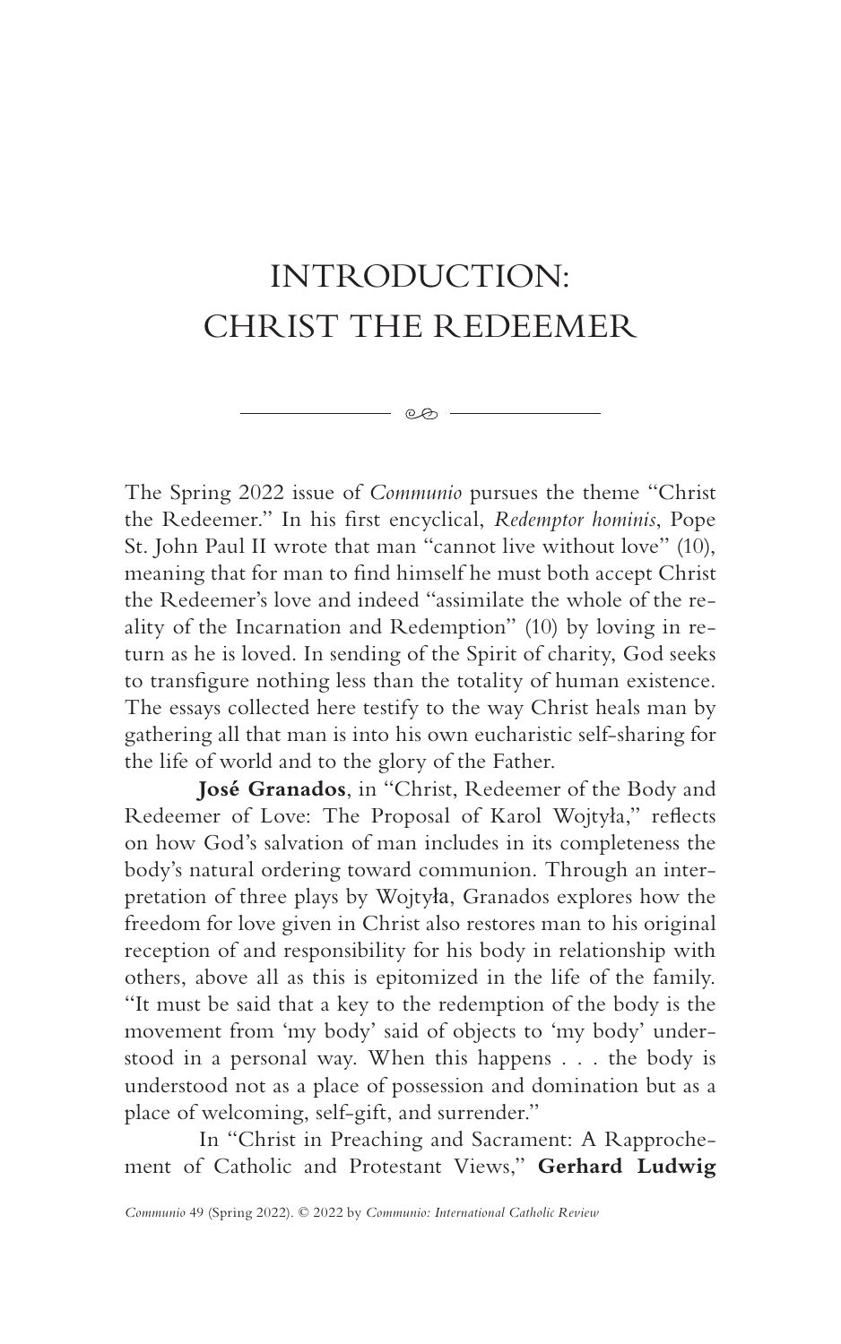# INTRODUCTION: CHRIST THE REDEEMER

The Spring 2022 issue of *Communio* pursues the theme "Christ the Redeemer." In his first encyclical, *Redemptor hominis*, Pope St. John Paul II wrote that man "cannot live without love" (10), meaning that for man to find himself he must both accept Christ the Redeemer's love and indeed "assimilate the whole of the reality of the Incarnation and Redemption" (10) by loving in return as he is loved. In sending of the Spirit of charity, God seeks to transfigure nothing less than the totality of human existence. The essays collected here testify to the way Christ heals man by gathering all that man is into his own eucharistic self-sharing for the life of world and to the glory of the Father.

**José Granados**, in "Christ, Redeemer of the Body and Redeemer of Love: The Proposal of Karol Wojtyła," reflects on how God's salvation of man includes in its completeness the body's natural ordering toward communion. Through an interpretation of three plays by Wojtyła, Granados explores how the freedom for love given in Christ also restores man to his original reception of and responsibility for his body in relationship with others, above all as this is epitomized in the life of the family. "It must be said that a key to the redemption of the body is the movement from 'my body' said of objects to 'my body' understood in a personal way. When this happens . . . the body is understood not as a place of possession and domination but as a place of welcoming, self-gift, and surrender."

In "Christ in Preaching and Sacrament: A Rapprochement of Catholic and Protestant Views," **Gerhard Ludwig**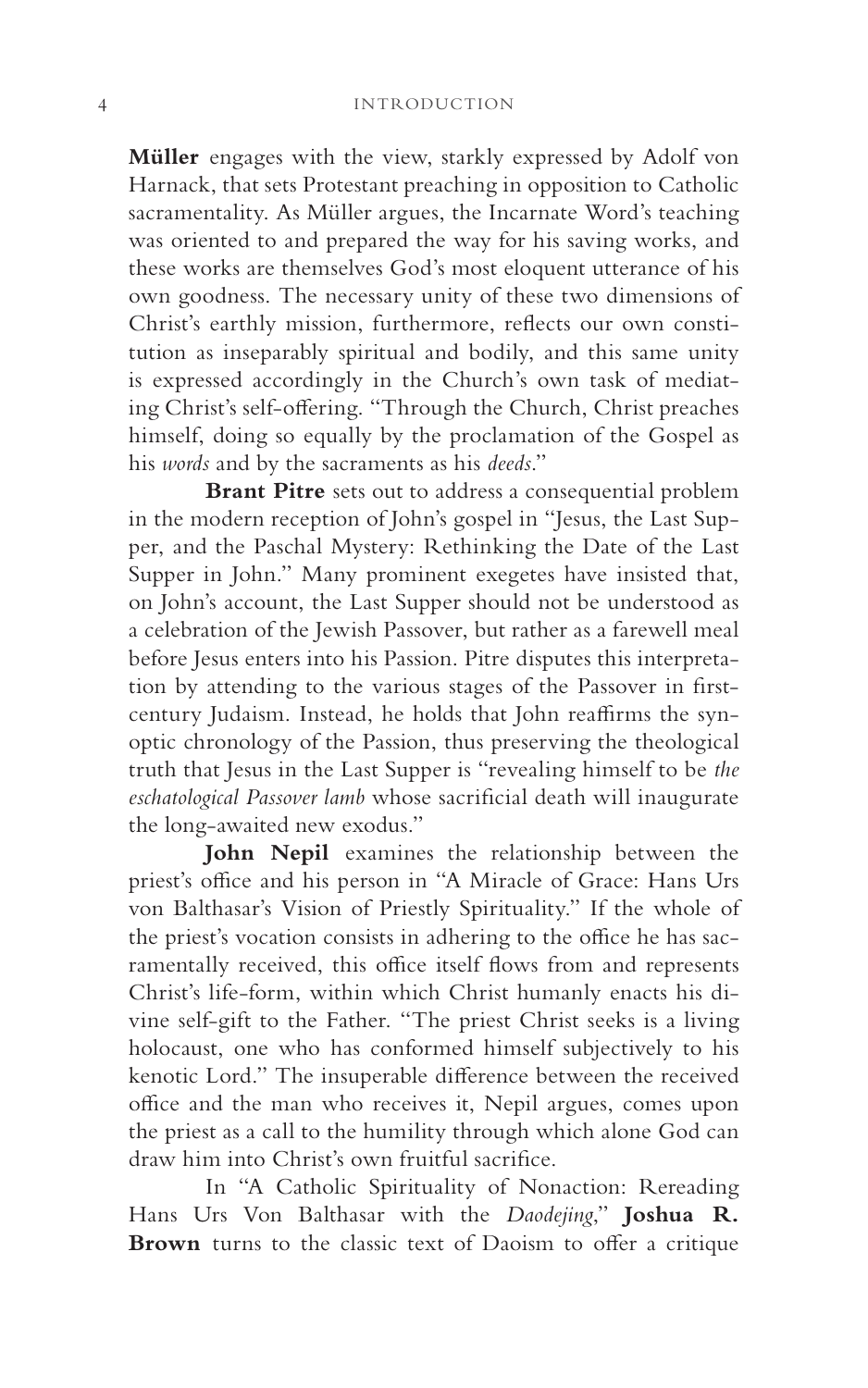**Müller** engages with the view, starkly expressed by Adolf von Harnack, that sets Protestant preaching in opposition to Catholic sacramentality. As Müller argues, the Incarnate Word's teaching was oriented to and prepared the way for his saving works, and these works are themselves God's most eloquent utterance of his own goodness. The necessary unity of these two dimensions of Christ's earthly mission, furthermore, reflects our own constitution as inseparably spiritual and bodily, and this same unity is expressed accordingly in the Church's own task of mediating Christ's self-offering. "Through the Church, Christ preaches himself, doing so equally by the proclamation of the Gospel as his *words* and by the sacraments as his *deeds*."

**Brant Pitre** sets out to address a consequential problem in the modern reception of John's gospel in "Jesus, the Last Supper, and the Paschal Mystery: Rethinking the Date of the Last Supper in John." Many prominent exegetes have insisted that, on John's account, the Last Supper should not be understood as a celebration of the Jewish Passover, but rather as a farewell meal before Jesus enters into his Passion. Pitre disputes this interpretation by attending to the various stages of the Passover in first-century Judaism. Instead, he holds that John reaffirms the synoptic chronology of the Passion, thus preserving the theological truth that Jesus in the Last Supper is "revealing himself to be *the eschatological Passover lamb* whose sacrificial death will inaugurate the long-awaited new exodus."

**John Nepil** examines the relationship between the priest's office and his person in "A Miracle of Grace: Hans Urs von Balthasar's Vision of Priestly Spirituality." If the whole of the priest's vocation consists in adhering to the office he has sacramentally received, this office itself flows from and represents Christ's life-form, within which Christ humanly enacts his divine self-gift to the Father. "The priest Christ seeks is a living holocaust, one who has conformed himself subjectively to his kenotic Lord." The insuperable difference between the received office and the man who receives it, Nepil argues, comes upon the priest as a call to the humility through which alone God can draw him into Christ's own fruitful sacrifice.

In "A Catholic Spirituality of Nonaction: Rereading Hans Urs Von Balthasar with the *Daodejing*," **Joshua R. Brown** turns to the classic text of Daoism to offer a critique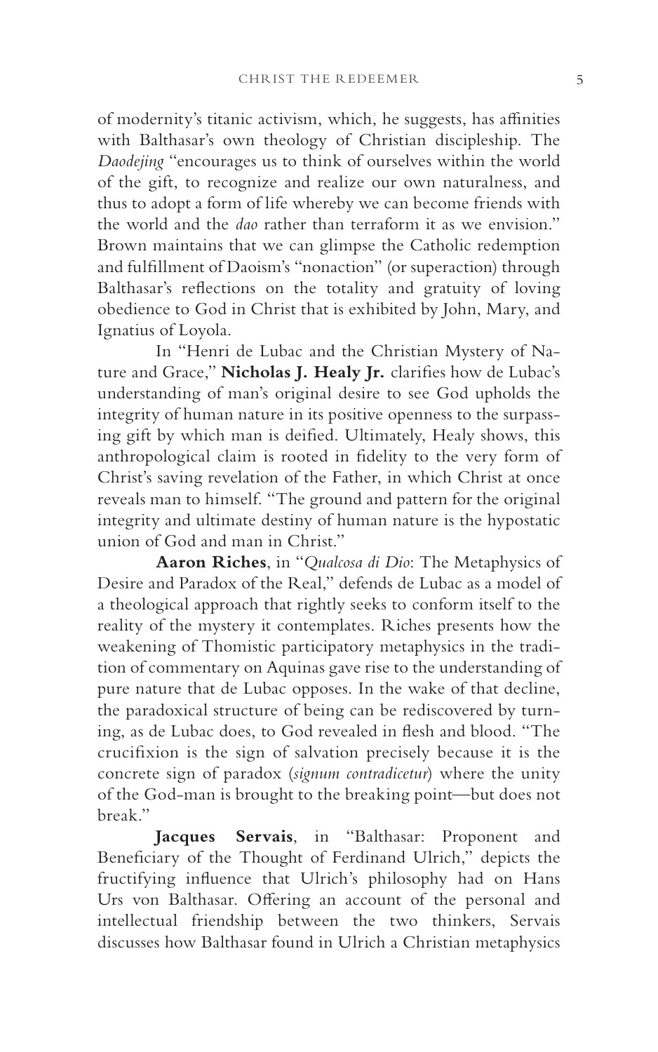of modernity's titanic activism, which, he suggests, has affinities with Balthasar's own theology of Christian discipleship. The *Daodejing* "encourages us to think of ourselves within the world of the gift, to recognize and realize our own naturalness, and thus to adopt a form of life whereby we can become friends with the world and the *dao* rather than terraform it as we envision." Brown maintains that we can glimpse the Catholic redemption and fulfillment of Daoism's "nonaction" (or superaction) through Balthasar's reflections on the totality and gratuity of loving obedience to God in Christ that is exhibited by John, Mary, and Ignatius of Loyola.

In "Henri de Lubac and the Christian Mystery of Nature and Grace," **Nicholas J. Healy Jr.** clarifies how de Lubac's understanding of man's original desire to see God upholds the integrity of human nature in its positive openness to the surpassing gift by which man is deified. Ultimately, Healy shows, this anthropological claim is rooted in fidelity to the very form of Christ's saving revelation of the Father, in which Christ at once reveals man to himself. "The ground and pattern for the original integrity and ultimate destiny of human nature is the hypostatic union of God and man in Christ."

**Aaron Riches**, in "*Qualcosa di Dio*: The Metaphysics of Desire and Paradox of the Real," defends de Lubac as a model of a theological approach that rightly seeks to conform itself to the reality of the mystery it contemplates. Riches presents how the weakening of Thomistic participatory metaphysics in the tradition of commentary on Aquinas gave rise to the understanding of pure nature that de Lubac opposes. In the wake of that decline, the paradoxical structure of being can be rediscovered by turning, as de Lubac does, to God revealed in flesh and blood. "The crucifixion is the sign of salvation precisely because it is the concrete sign of paradox (*signum contradicetur*) where the unity of the God-man is brought to the breaking point—but does not break."

**Jacques Servais**, in "Balthasar: Proponent and Beneficiary of the Thought of Ferdinand Ulrich," depicts the fructifying influence that Ulrich's philosophy had on Hans Urs von Balthasar. Offering an account of the personal and intellectual friendship between the two thinkers, Servais discusses how Balthasar found in Ulrich a Christian metaphysics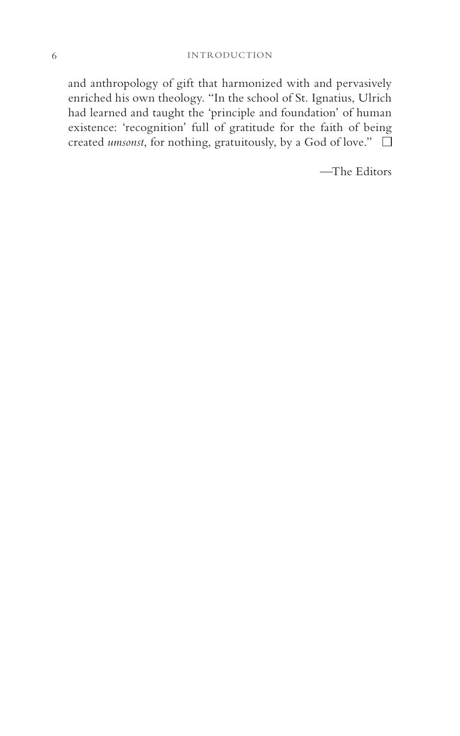and anthropology of gift that harmonized with and pervasively enriched his own theology. "In the school of St. Ignatius, Ulrich had learned and taught the 'principle and foundation' of human existence: 'recognition' full of gratitude for the faith of being created *umsonst*, for nothing, gratuitously, by a God of love." ☐

—The Editors